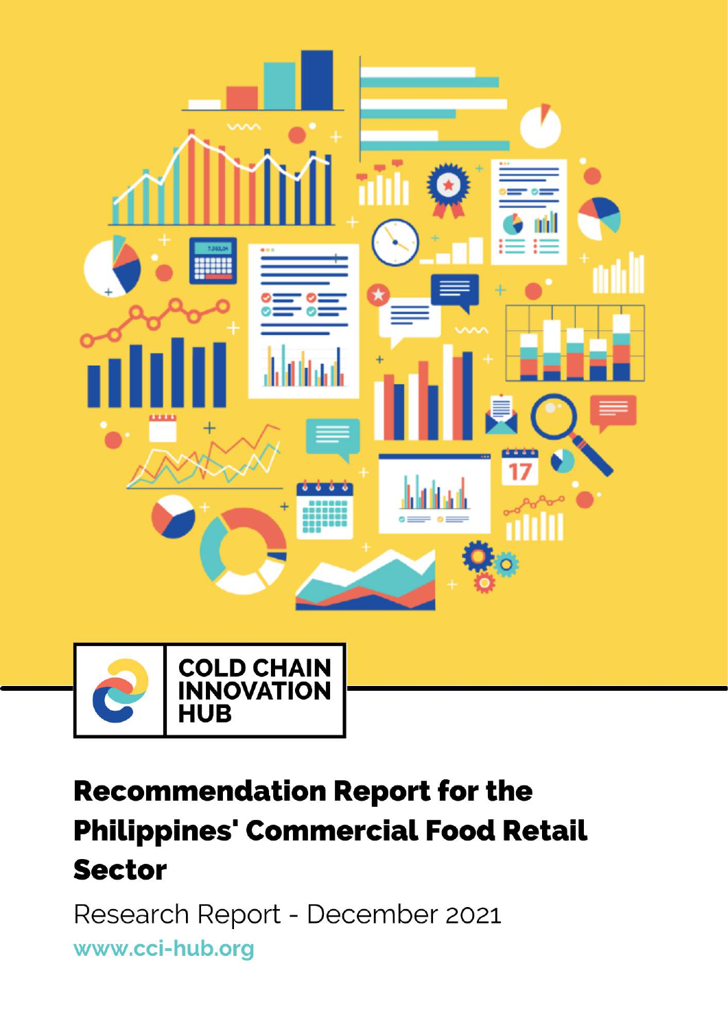COLD CHAIN INNOVATION HUB

# Recommendation Report for the Philippines' Commercial Food Retail Sector

Research Report - December 2021

www.cci-hub.org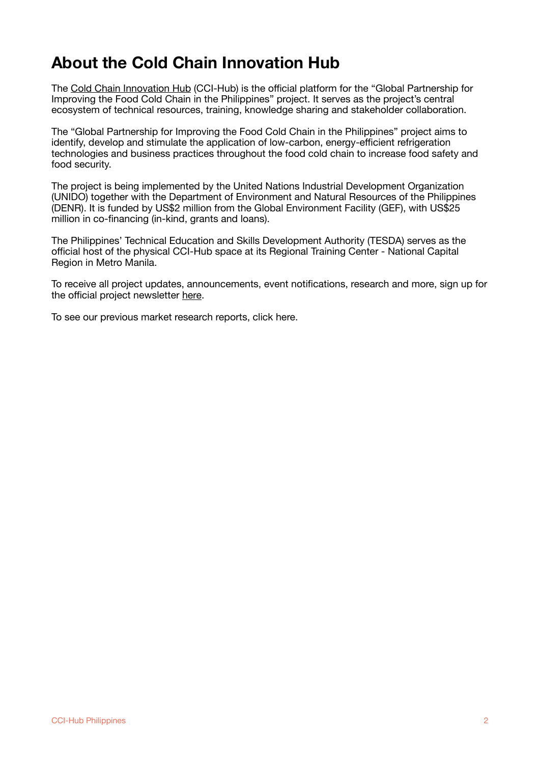# About the Cold Chain Innovation Hub

The Cold Chain Innovation Hub (CCI-Hub) is the official platform for the "Global Partnership for Improving the Food Cold Chain in the Philippines" project. It serves as the project's central ecosystem of technical resources, training, knowledge sharing and stakeholder collaboration.

The "Global Partnership for Improving the Food Cold Chain in the Philippines" project aims to identify, develop and stimulate the application of low-carbon, energy-efficient refrigeration technologies and business practices throughout the food cold chain to increase food safety and food security.

The project is being implemented by the United Nations Industrial Development Organization (UNIDO) together with the Department of Environment and Natural Resources of the Philippines (DENR). It is funded by US$2 million from the Global Environment Facility (GEF), with US$25 million in co-financing (in-kind, grants and loans).

The Philippines' Technical Education and Skills Development Authority (TESDA) serves as the official host of the physical CCI-Hub space at its Regional Training Center - National Capital Region in Metro Manila.

To receive all project updates, announcements, event notifications, research and more, sign up for the official project newsletter here.

To see our previous market research reports, click here.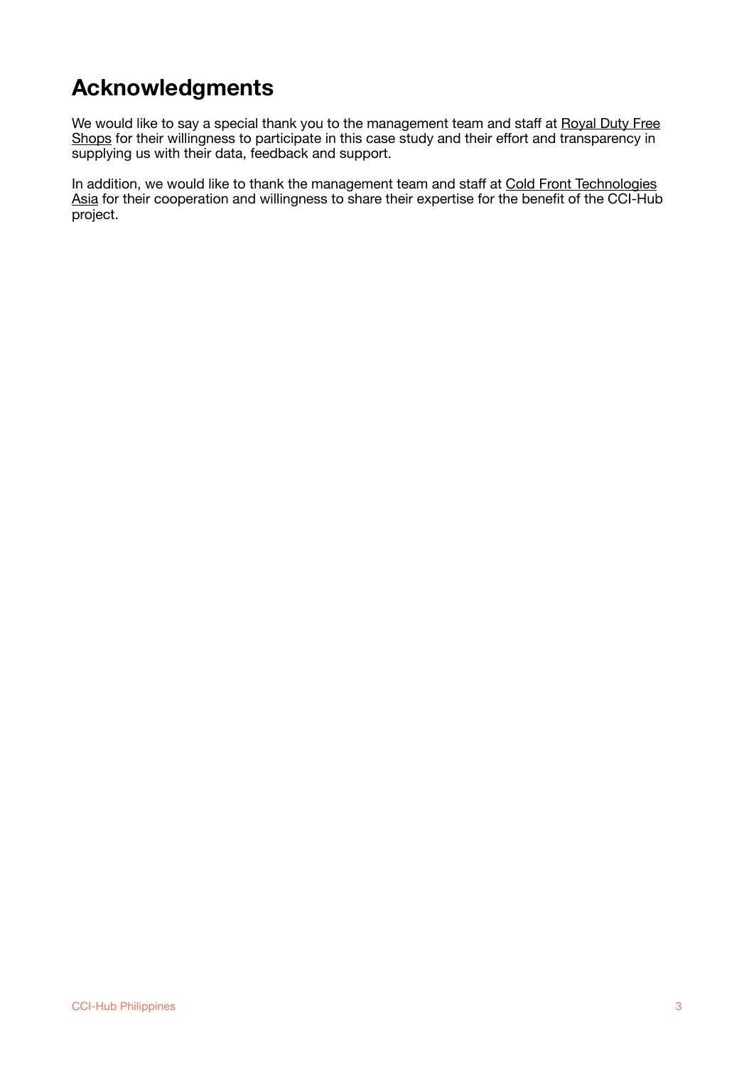# Acknowledgments

We would like to say a special thank you to the management team and staff at Royal Duty Free Shops for their willingness to participate in this case study and their effort and transparency in supplying us with their data, feedback and support.

In addition, we would like to thank the management team and staff at Cold Front Technologies Asia for their cooperation and willingness to share their expertise for the benefit of the CCI-Hub project.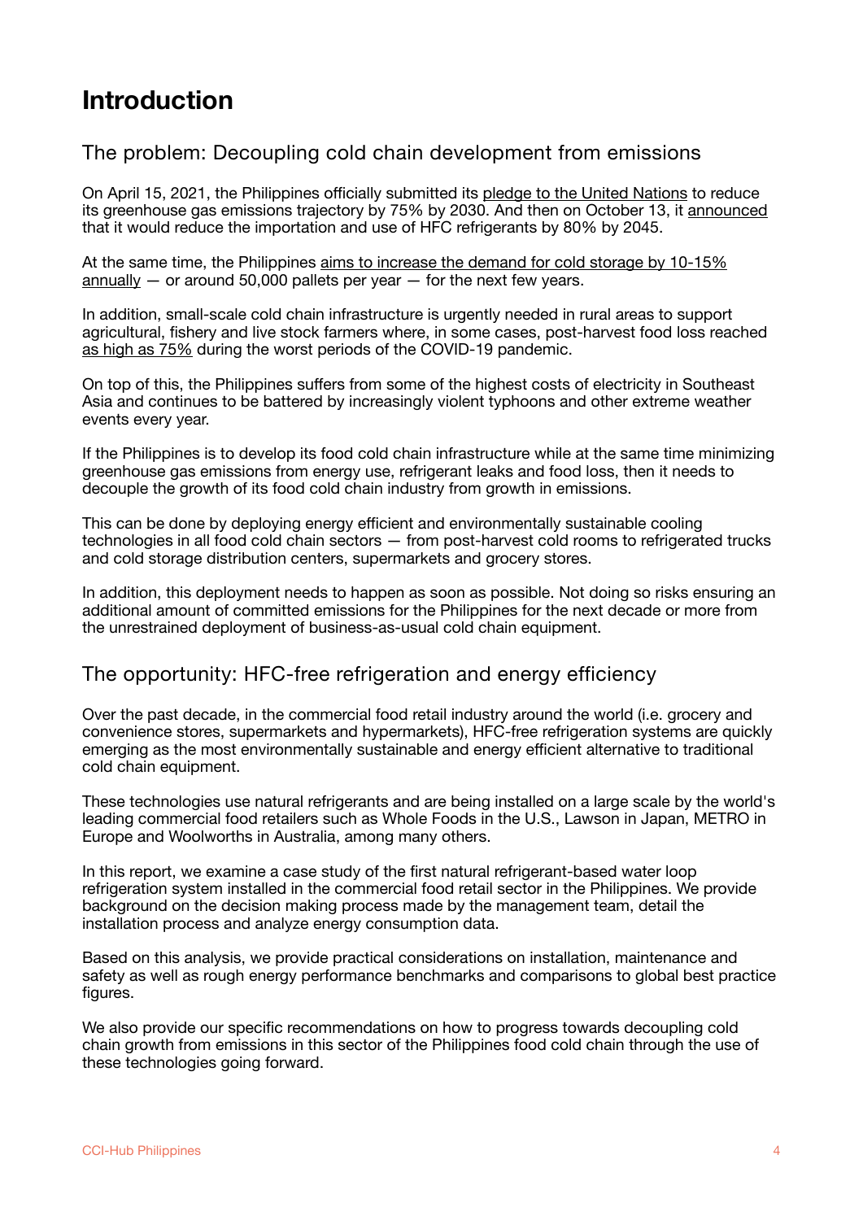# Introduction

## The problem: Decoupling cold chain development from emissions

On April 15, 2021, the Philippines officially submitted its pledge to the United Nations to reduce its greenhouse gas emissions trajectory by 75% by 2030. And then on October 13, it announced that it would reduce the importation and use of HFC refrigerants by 80% by 2045.

At the same time, the Philippines aims to increase the demand for cold storage by 10-15% annually — or around 50,000 pallets per year — for the next few years.

In addition, small-scale cold chain infrastructure is urgently needed in rural areas to support agricultural, fishery and live stock farmers where, in some cases, post-harvest food loss reached as high as 75% during the worst periods of the COVID-19 pandemic.

On top of this, the Philippines suffers from some of the highest costs of electricity in Southeast Asia and continues to be battered by increasingly violent typhoons and other extreme weather events every year.

If the Philippines is to develop its food cold chain infrastructure while at the same time minimizing greenhouse gas emissions from energy use, refrigerant leaks and food loss, then it needs to decouple the growth of its food cold chain industry from growth in emissions.

This can be done by deploying energy efficient and environmentally sustainable cooling technologies in all food cold chain sectors — from post-harvest cold rooms to refrigerated trucks and cold storage distribution centers, supermarkets and grocery stores.

In addition, this deployment needs to happen as soon as possible. Not doing so risks ensuring an additional amount of committed emissions for the Philippines for the next decade or more from the unrestrained deployment of business-as-usual cold chain equipment.

## The opportunity: HFC-free refrigeration and energy efficiency

Over the past decade, in the commercial food retail industry around the world (i.e. grocery and convenience stores, supermarkets and hypermarkets), HFC-free refrigeration systems are quickly emerging as the most environmentally sustainable and energy efficient alternative to traditional cold chain equipment.

These technologies use natural refrigerants and are being installed on a large scale by the world's leading commercial food retailers such as Whole Foods in the U.S., Lawson in Japan, METRO in Europe and Woolworths in Australia, among many others.

In this report, we examine a case study of the first natural refrigerant-based water loop refrigeration system installed in the commercial food retail sector in the Philippines. We provide background on the decision making process made by the management team, detail the installation process and analyze energy consumption data.

Based on this analysis, we provide practical considerations on installation, maintenance and safety as well as rough energy performance benchmarks and comparisons to global best practice figures.

We also provide our specific recommendations on how to progress towards decoupling cold chain growth from emissions in this sector of the Philippines food cold chain through the use of these technologies going forward.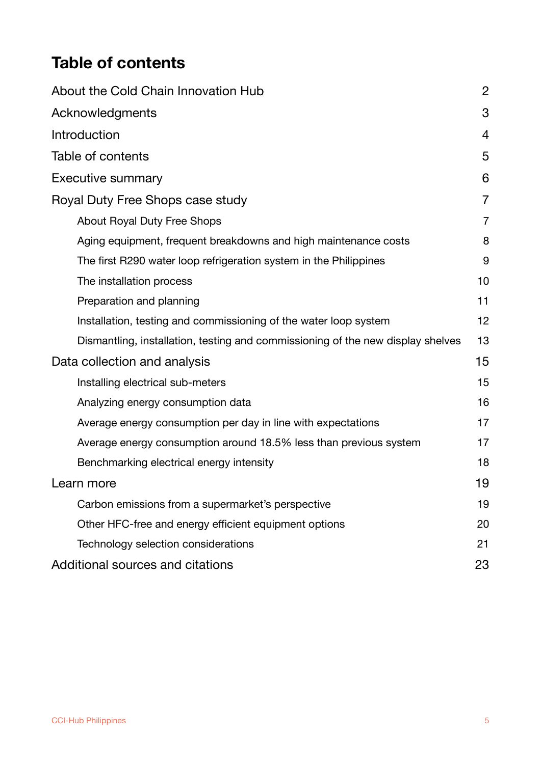# Table of contents

| | |
|---|---|
| About the Cold Chain Innovation Hub | 2 |
| Acknowledgments | 3 |
| Introduction | 4 |
| Table of contents | 5 |
| Executive summary | 6 |
| Royal Duty Free Shops case study | 7 |
| About Royal Duty Free Shops | 7 |
| Aging equipment, frequent breakdowns and high maintenance costs | 8 |
| The first R290 water loop refrigeration system in the Philippines | 9 |
| The installation process | 10 |
| Preparation and planning | 11 |
| Installation, testing and commissioning of the water loop system | 12 |
| Dismantling, installation, testing and commissioning of the new display shelves | 13 |
| Data collection and analysis | 15 |
| Installing electrical sub-meters | 15 |
| Analyzing energy consumption data | 16 |
| Average energy consumption per day in line with expectations | 17 |
| Average energy consumption around 18.5% less than previous system | 17 |
| Benchmarking electrical energy intensity | 18 |
| Learn more | 19 |
| Carbon emissions from a supermarket's perspective | 19 |
| Other HFC-free and energy efficient equipment options | 20 |
| Technology selection considerations | 21 |
| Additional sources and citations | 23 |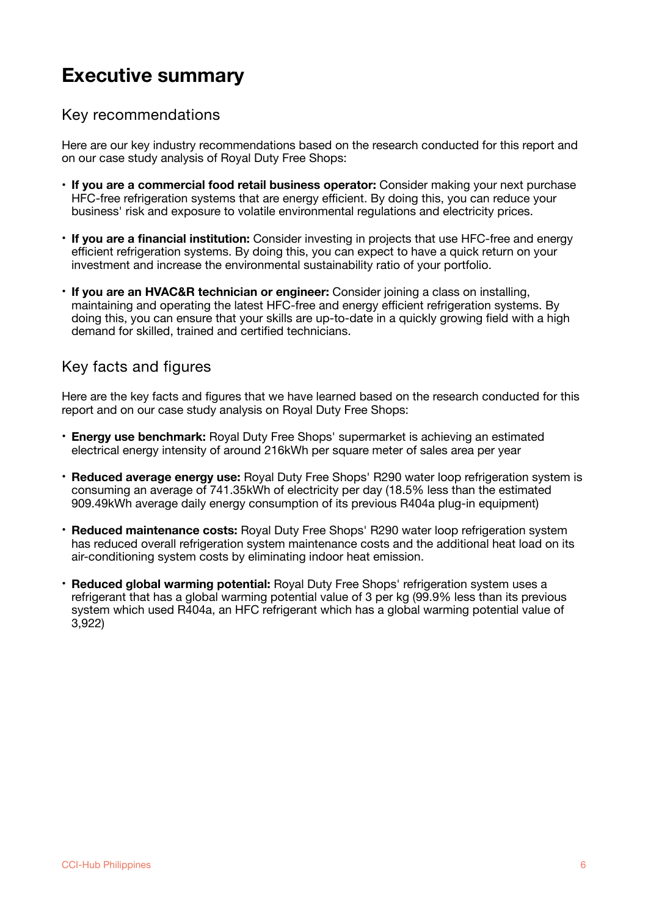# Executive summary

## Key recommendations

Here are our key industry recommendations based on the research conducted for this report and on our case study analysis of Royal Duty Free Shops:

- **If you are a commercial food retail business operator:** Consider making your next purchase HFC-free refrigeration systems that are energy efficient. By doing this, you can reduce your business' risk and exposure to volatile environmental regulations and electricity prices.
- **If you are a financial institution:** Consider investing in projects that use HFC-free and energy efficient refrigeration systems. By doing this, you can expect to have a quick return on your investment and increase the environmental sustainability ratio of your portfolio.
- **If you are an HVAC&R technician or engineer:** Consider joining a class on installing, maintaining and operating the latest HFC-free and energy efficient refrigeration systems. By doing this, you can ensure that your skills are up-to-date in a quickly growing field with a high demand for skilled, trained and certified technicians.

## Key facts and figures

Here are the key facts and figures that we have learned based on the research conducted for this report and on our case study analysis on Royal Duty Free Shops:

- **Energy use benchmark:** Royal Duty Free Shops' supermarket is achieving an estimated electrical energy intensity of around 216kWh per square meter of sales area per year
- **Reduced average energy use:** Royal Duty Free Shops' R290 water loop refrigeration system is consuming an average of 741.35kWh of electricity per day (18.5% less than the estimated 909.49kWh average daily energy consumption of its previous R404a plug-in equipment)
- **Reduced maintenance costs:** Royal Duty Free Shops' R290 water loop refrigeration system has reduced overall refrigeration system maintenance costs and the additional heat load on its air-conditioning system costs by eliminating indoor heat emission.
- **Reduced global warming potential:** Royal Duty Free Shops' refrigeration system uses a refrigerant that has a global warming potential value of 3 per kg (99.9% less than its previous system which used R404a, an HFC refrigerant which has a global warming potential value of 3,922)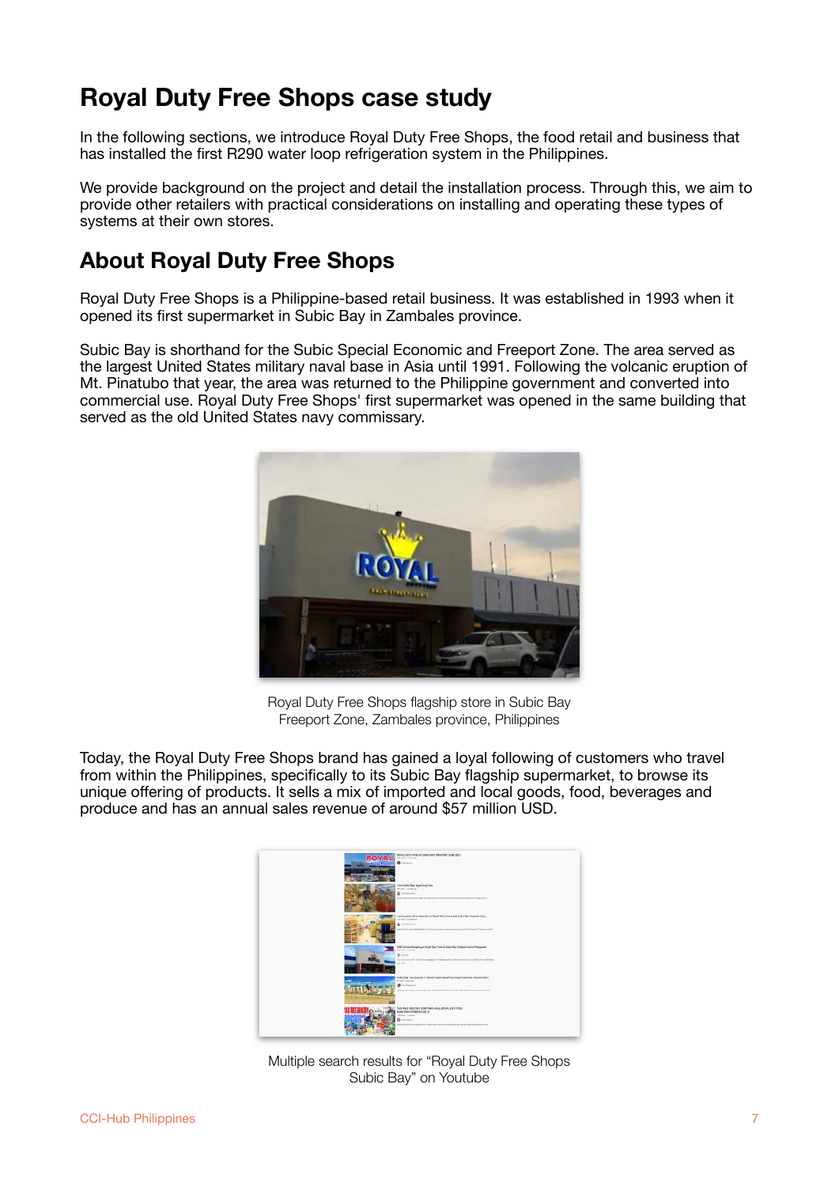# Royal Duty Free Shops case study

In the following sections, we introduce Royal Duty Free Shops, the food retail and business that has installed the first R290 water loop refrigeration system in the Philippines.

We provide background on the project and detail the installation process. Through this, we aim to provide other retailers with practical considerations on installing and operating these types of systems at their own stores.

## About Royal Duty Free Shops

Royal Duty Free Shops is a Philippine-based retail business. It was established in 1993 when it opened its first supermarket in Subic Bay in Zambales province.

Subic Bay is shorthand for the Subic Special Economic and Freeport Zone. The area served as the largest United States military naval base in Asia until 1991. Following the volcanic eruption of Mt. Pinatubo that year, the area was returned to the Philippine government and converted into commercial use. Royal Duty Free Shops' first supermarket was opened in the same building that served as the old United States navy commissary.

Royal Duty Free Shops flagship store in Subic Bay Freeport Zone, Zambales province, Philippines

Today, the Royal Duty Free Shops brand has gained a loyal following of customers who travel from within the Philippines, specifically to its Subic Bay flagship supermarket, to browse its unique offering of products. It sells a mix of imported and local goods, food, beverages and produce and has an annual sales revenue of around $57 million USD.

Multiple search results for "Royal Duty Free Shops Subic Bay" on Youtube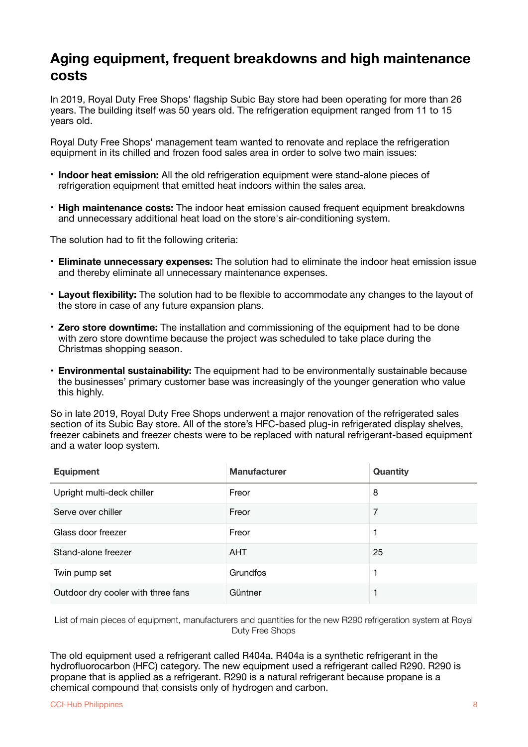## Aging equipment, frequent breakdowns and high maintenance costs

In 2019, Royal Duty Free Shops' flagship Subic Bay store had been operating for more than 26 years. The building itself was 50 years old. The refrigeration equipment ranged from 11 to 15 years old.

Royal Duty Free Shops' management team wanted to renovate and replace the refrigeration equipment in its chilled and frozen food sales area in order to solve two main issues:

- **Indoor heat emission:** All the old refrigeration equipment were stand-alone pieces of refrigeration equipment that emitted heat indoors within the sales area.
- **High maintenance costs:** The indoor heat emission caused frequent equipment breakdowns and unnecessary additional heat load on the store's air-conditioning system.

The solution had to fit the following criteria:

- **Eliminate unnecessary expenses:** The solution had to eliminate the indoor heat emission issue and thereby eliminate all unnecessary maintenance expenses.
- **Layout flexibility:** The solution had to be flexible to accommodate any changes to the layout of the store in case of any future expansion plans.
- **Zero store downtime:** The installation and commissioning of the equipment had to be done with zero store downtime because the project was scheduled to take place during the Christmas shopping season.
- **Environmental sustainability:** The equipment had to be environmentally sustainable because the businesses' primary customer base was increasingly of the younger generation who value this highly.

So in late 2019, Royal Duty Free Shops underwent a major renovation of the refrigerated sales section of its Subic Bay store. All of the store's HFC-based plug-in refrigerated display shelves, freezer cabinets and freezer chests were to be replaced with natural refrigerant-based equipment and a water loop system.

| Equipment | Manufacturer | Quantity |
|---|---|---|
| Upright multi-deck chiller | Freor | 8 |
| Serve over chiller | Freor | 7 |
| Glass door freezer | Freor | 1 |
| Stand-alone freezer | AHT | 25 |
| Twin pump set | Grundfos | 1 |
| Outdoor dry cooler with three fans | Güntner | 1 |

List of main pieces of equipment, manufacturers and quantities for the new R290 refrigeration system at Royal Duty Free Shops

The old equipment used a refrigerant called R404a. R404a is a synthetic refrigerant in the hydrofluorocarbon (HFC) category. The new equipment used a refrigerant called R290. R290 is propane that is applied as a refrigerant. R290 is a natural refrigerant because propane is a chemical compound that consists only of hydrogen and carbon.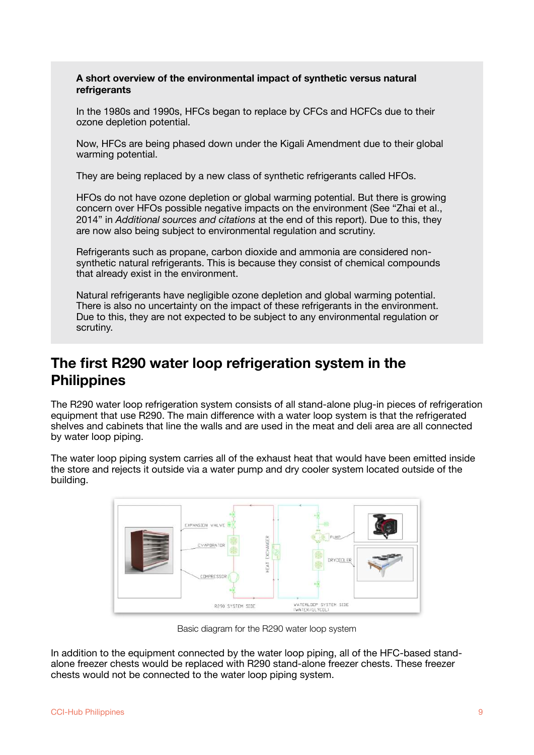**A short overview of the environmental impact of synthetic versus natural refrigerants**

In the 1980s and 1990s, HFCs began to replace by CFCs and HCFCs due to their ozone depletion potential.

Now, HFCs are being phased down under the Kigali Amendment due to their global warming potential.

They are being replaced by a new class of synthetic refrigerants called HFOs.

HFOs do not have ozone depletion or global warming potential. But there is growing concern over HFOs possible negative impacts on the environment (See "Zhai et al., 2014" in *Additional sources and citations* at the end of this report). Due to this, they are now also being subject to environmental regulation and scrutiny.

Refrigerants such as propane, carbon dioxide and ammonia are considered non-synthetic natural refrigerants. This is because they consist of chemical compounds that already exist in the environment.

Natural refrigerants have negligible ozone depletion and global warming potential. There is also no uncertainty on the impact of these refrigerants in the environment. Due to this, they are not expected to be subject to any environmental regulation or scrutiny.

## The first R290 water loop refrigeration system in the Philippines

The R290 water loop refrigeration system consists of all stand-alone plug-in pieces of refrigeration equipment that use R290. The main difference with a water loop system is that the refrigerated shelves and cabinets that line the walls and are used in the meat and deli area are all connected by water loop piping.

The water loop piping system carries all of the exhaust heat that would have been emitted inside the store and rejects it outside via a water pump and dry cooler system located outside of the building.

EXPANSION VALVE

EVAPORATOR

COMPRESSOR

HEAT EXCHANGER

PUMP

DRYCOOLER

R290 SYSTEM SIDE

WATERLOOP SYSTEM SIDE (WATER/GLYCOL)

Basic diagram for the R290 water loop system

In addition to the equipment connected by the water loop piping, all of the HFC-based stand-alone freezer chests would be replaced with R290 stand-alone freezer chests. These freezer chests would not be connected to the water loop piping system.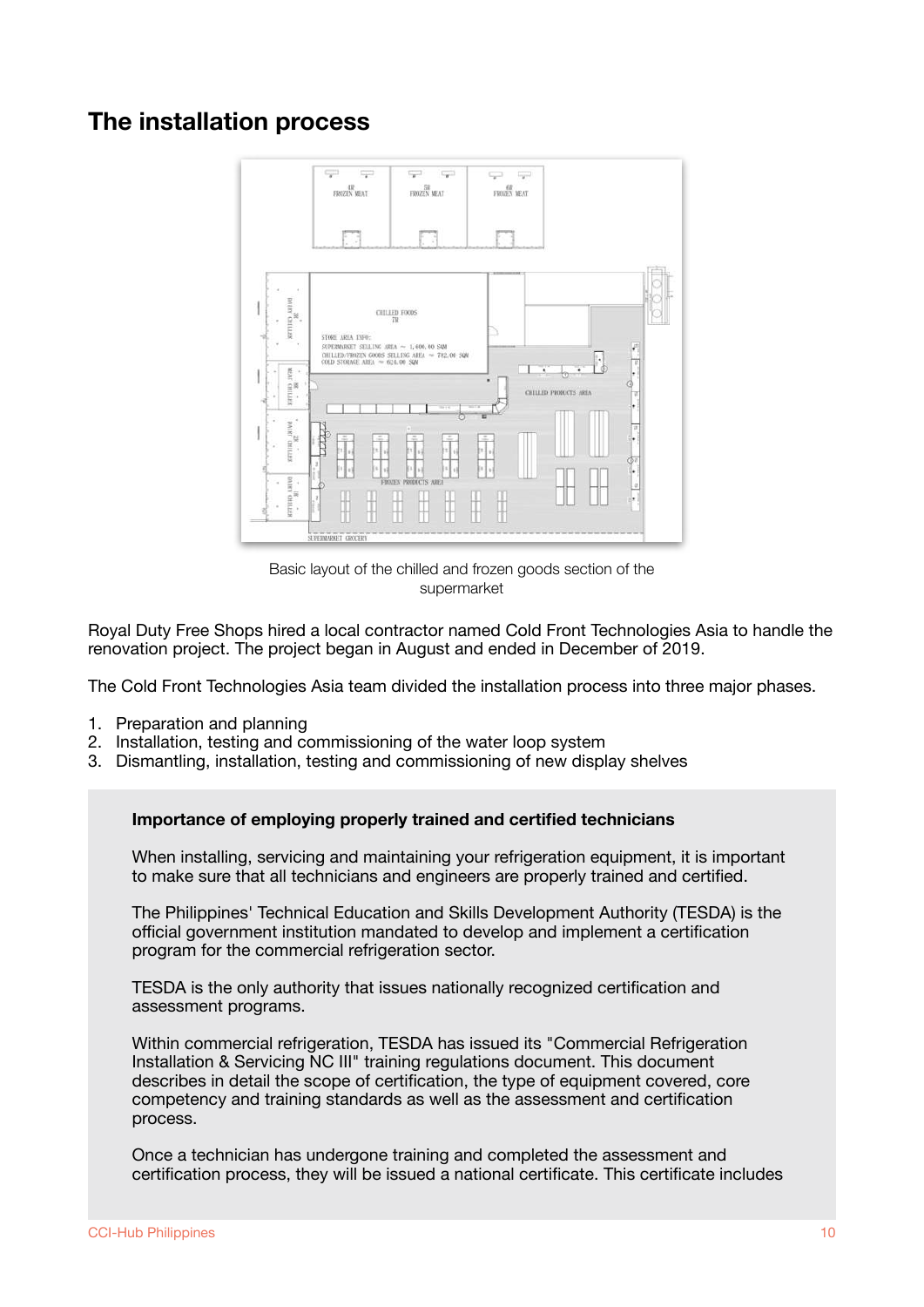## The installation process

Basic layout of the chilled and frozen goods section of the supermarket

Royal Duty Free Shops hired a local contractor named Cold Front Technologies Asia to handle the renovation project. The project began in August and ended in December of 2019.

The Cold Front Technologies Asia team divided the installation process into three major phases.

1. Preparation and planning
2. Installation, testing and commissioning of the water loop system
3. Dismantling, installation, testing and commissioning of new display shelves

**Importance of employing properly trained and certified technicians**

When installing, servicing and maintaining your refrigeration equipment, it is important to make sure that all technicians and engineers are properly trained and certified.

The Philippines' Technical Education and Skills Development Authority (TESDA) is the official government institution mandated to develop and implement a certification program for the commercial refrigeration sector.

TESDA is the only authority that issues nationally recognized certification and assessment programs.

Within commercial refrigeration, TESDA has issued its "Commercial Refrigeration Installation & Servicing NC III" training regulations document. This document describes in detail the scope of certification, the type of equipment covered, core competency and training standards as well as the assessment and certification process.

Once a technician has undergone training and completed the assessment and certification process, they will be issued a national certificate. This certificate includes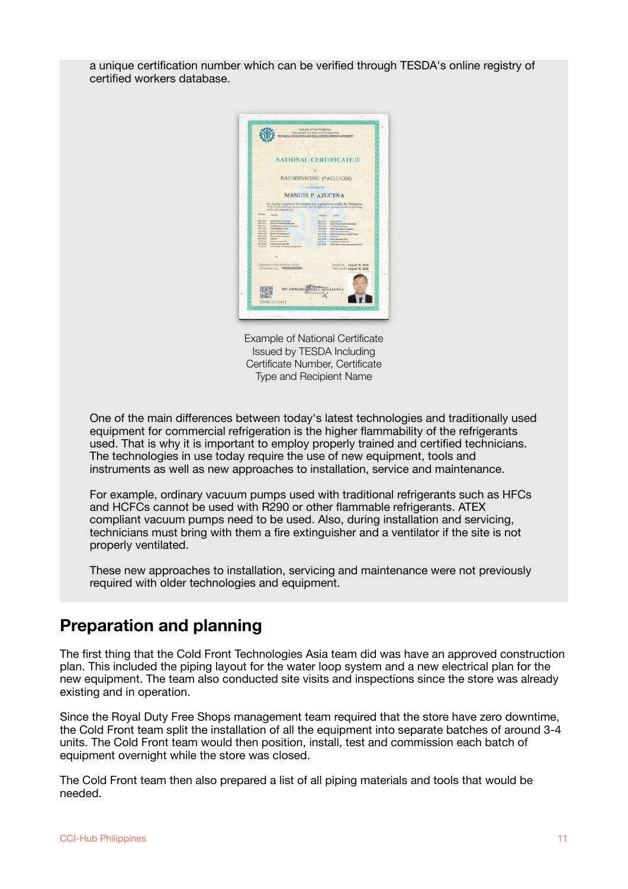a unique certification number which can be verified through TESDA's online registry of certified workers database.

Example of National Certificate Issued by TESDA Including Certificate Number, Certificate Type and Recipient Name

One of the main differences between today's latest technologies and traditionally used equipment for commercial refrigeration is the higher flammability of the refrigerants used. That is why it is important to employ properly trained and certified technicians. The technologies in use today require the use of new equipment, tools and instruments as well as new approaches to installation, service and maintenance.

For example, ordinary vacuum pumps used with traditional refrigerants such as HFCs and HCFCs cannot be used with R290 or other flammable refrigerants. ATEX compliant vacuum pumps need to be used. Also, during installation and servicing, technicians must bring with them a fire extinguisher and a ventilator if the site is not properly ventilated.

These new approaches to installation, servicing and maintenance were not previously required with older technologies and equipment.

## Preparation and planning

The first thing that the Cold Front Technologies Asia team did was have an approved construction plan. This included the piping layout for the water loop system and a new electrical plan for the new equipment. The team also conducted site visits and inspections since the store was already existing and in operation.

Since the Royal Duty Free Shops management team required that the store have zero downtime, the Cold Front team split the installation of all the equipment into separate batches of around 3-4 units. The Cold Front team would then position, install, test and commission each batch of equipment overnight while the store was closed.

The Cold Front team then also prepared a list of all piping materials and tools that would be needed.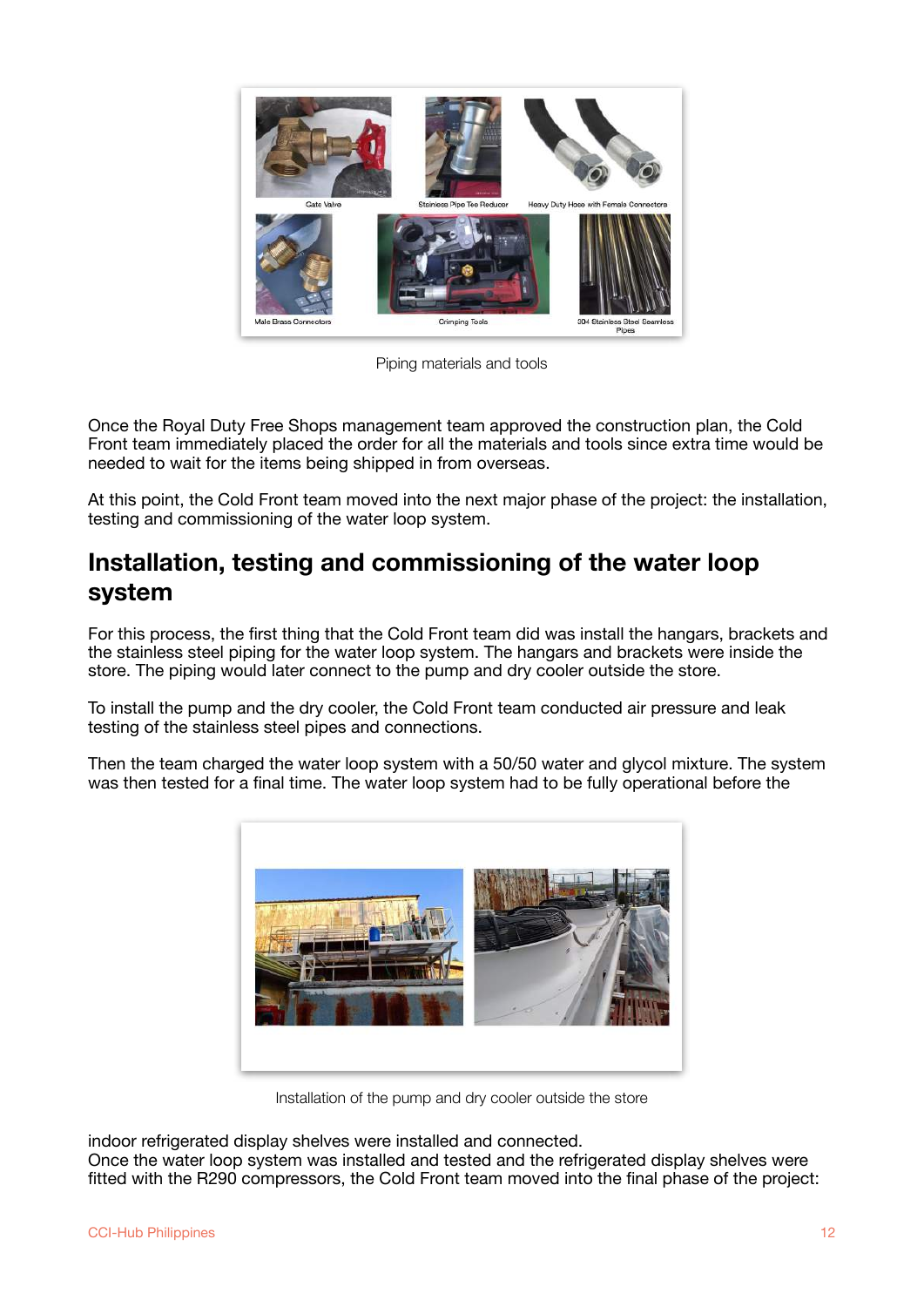Gate Valve

Stainless Pipe Tee Reducer

Heavy Duty Hose with Female Connectors

Male Brass Connectors

Crimping Tools

304 Stainless Steel Seamless Pipes

Piping materials and tools

Once the Royal Duty Free Shops management team approved the construction plan, the Cold Front team immediately placed the order for all the materials and tools since extra time would be needed to wait for the items being shipped in from overseas.

At this point, the Cold Front team moved into the next major phase of the project: the installation, testing and commissioning of the water loop system.

## Installation, testing and commissioning of the water loop system

For this process, the first thing that the Cold Front team did was install the hangars, brackets and the stainless steel piping for the water loop system. The hangars and brackets were inside the store. The piping would later connect to the pump and dry cooler outside the store.

To install the pump and the dry cooler, the Cold Front team conducted air pressure and leak testing of the stainless steel pipes and connections.

Then the team charged the water loop system with a 50/50 water and glycol mixture. The system was then tested for a final time. The water loop system had to be fully operational before the indoor refrigerated display shelves were installed and connected.

Installation of the pump and dry cooler outside the store

Once the water loop system was installed and tested and the refrigerated display shelves were fitted with the R290 compressors, the Cold Front team moved into the final phase of the project: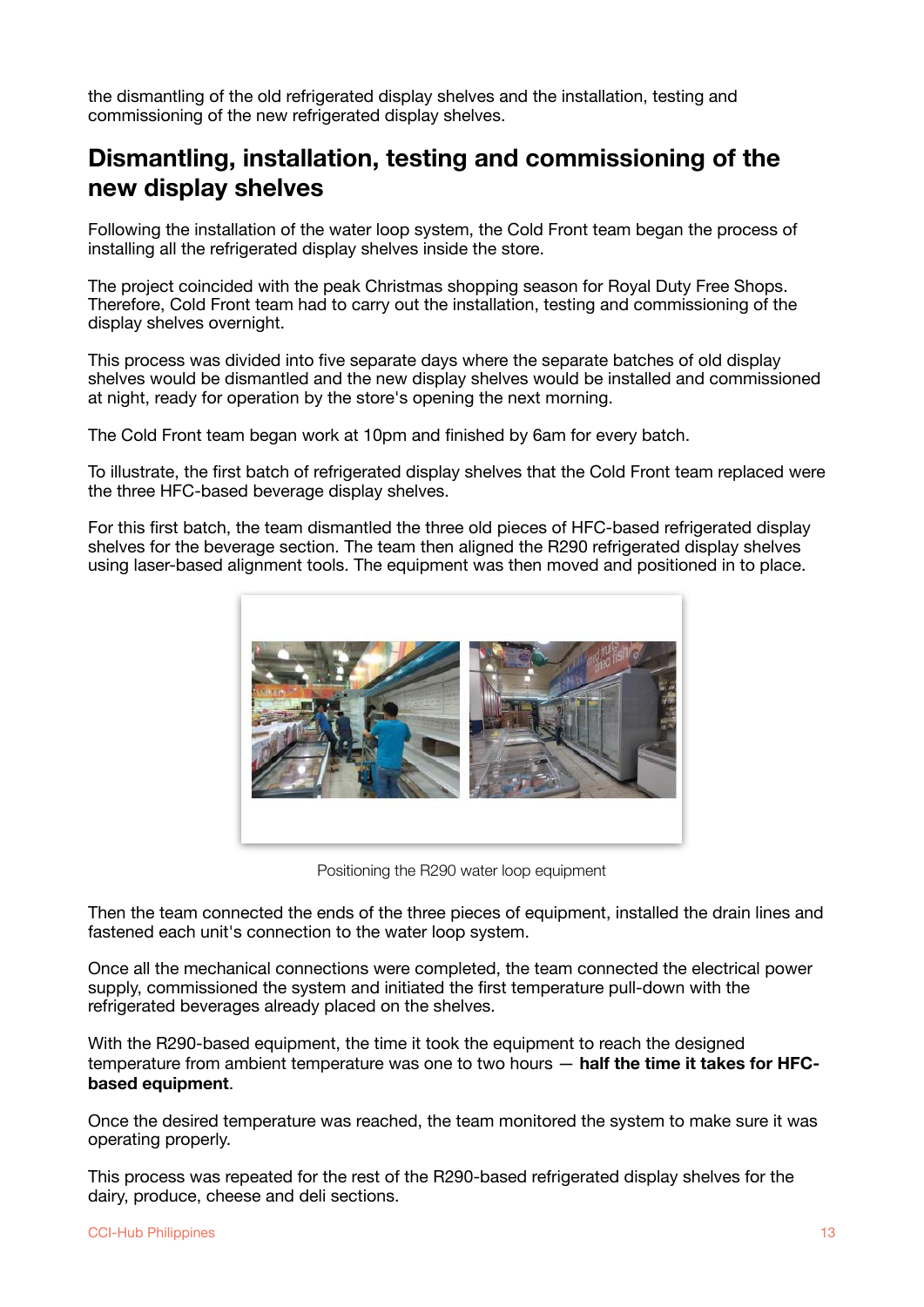the dismantling of the old refrigerated display shelves and the installation, testing and commissioning of the new refrigerated display shelves.

## Dismantling, installation, testing and commissioning of the new display shelves

Following the installation of the water loop system, the Cold Front team began the process of installing all the refrigerated display shelves inside the store.

The project coincided with the peak Christmas shopping season for Royal Duty Free Shops. Therefore, Cold Front team had to carry out the installation, testing and commissioning of the display shelves overnight.

This process was divided into five separate days where the separate batches of old display shelves would be dismantled and the new display shelves would be installed and commissioned at night, ready for operation by the store's opening the next morning.

The Cold Front team began work at 10pm and finished by 6am for every batch.

To illustrate, the first batch of refrigerated display shelves that the Cold Front team replaced were the three HFC-based beverage display shelves.

For this first batch, the team dismantled the three old pieces of HFC-based refrigerated display shelves for the beverage section. The team then aligned the R290 refrigerated display shelves using laser-based alignment tools. The equipment was then moved and positioned in to place.

Positioning the R290 water loop equipment

Then the team connected the ends of the three pieces of equipment, installed the drain lines and fastened each unit's connection to the water loop system.

Once all the mechanical connections were completed, the team connected the electrical power supply, commissioned the system and initiated the first temperature pull-down with the refrigerated beverages already placed on the shelves.

With the R290-based equipment, the time it took the equipment to reach the designed temperature from ambient temperature was one to two hours — **half the time it takes for HFC-based equipment**.

Once the desired temperature was reached, the team monitored the system to make sure it was operating properly.

This process was repeated for the rest of the R290-based refrigerated display shelves for the dairy, produce, cheese and deli sections.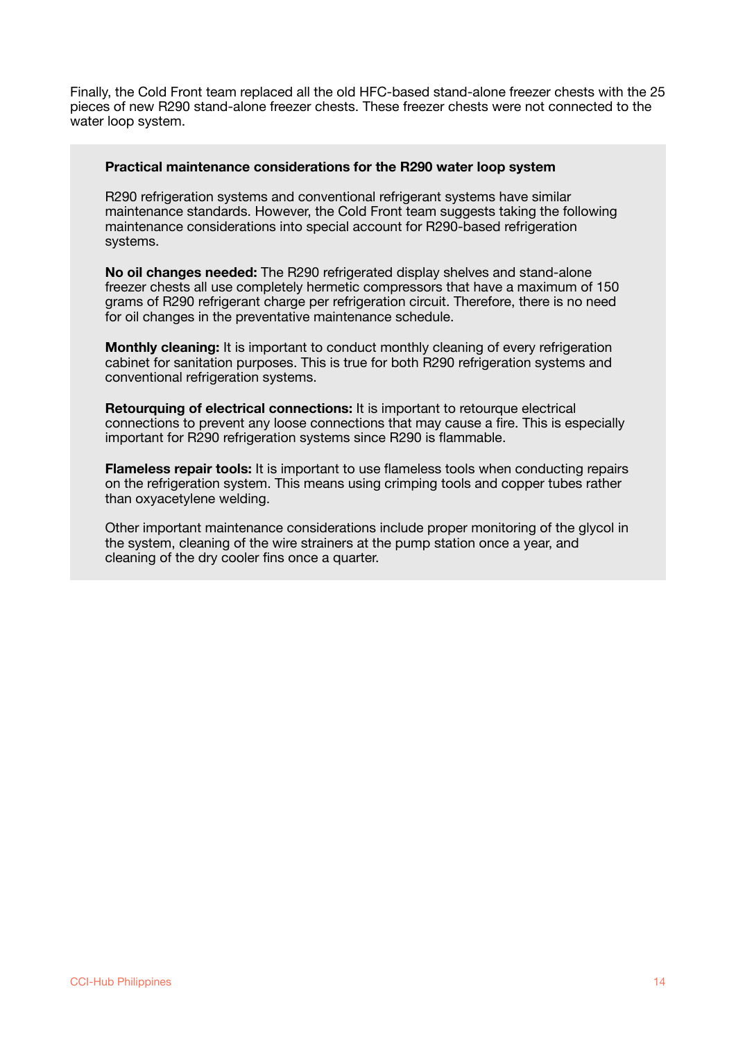Finally, the Cold Front team replaced all the old HFC-based stand-alone freezer chests with the 25 pieces of new R290 stand-alone freezer chests. These freezer chests were not connected to the water loop system.

### Practical maintenance considerations for the R290 water loop system

R290 refrigeration systems and conventional refrigerant systems have similar maintenance standards. However, the Cold Front team suggests taking the following maintenance considerations into special account for R290-based refrigeration systems.

**No oil changes needed:** The R290 refrigerated display shelves and stand-alone freezer chests all use completely hermetic compressors that have a maximum of 150 grams of R290 refrigerant charge per refrigeration circuit. Therefore, there is no need for oil changes in the preventative maintenance schedule.

**Monthly cleaning:** It is important to conduct monthly cleaning of every refrigeration cabinet for sanitation purposes. This is true for both R290 refrigeration systems and conventional refrigeration systems.

**Retourquing of electrical connections:** It is important to retourque electrical connections to prevent any loose connections that may cause a fire. This is especially important for R290 refrigeration systems since R290 is flammable.

**Flameless repair tools:** It is important to use flameless tools when conducting repairs on the refrigeration system. This means using crimping tools and copper tubes rather than oxyacetylene welding.

Other important maintenance considerations include proper monitoring of the glycol in the system, cleaning of the wire strainers at the pump station once a year, and cleaning of the dry cooler fins once a quarter.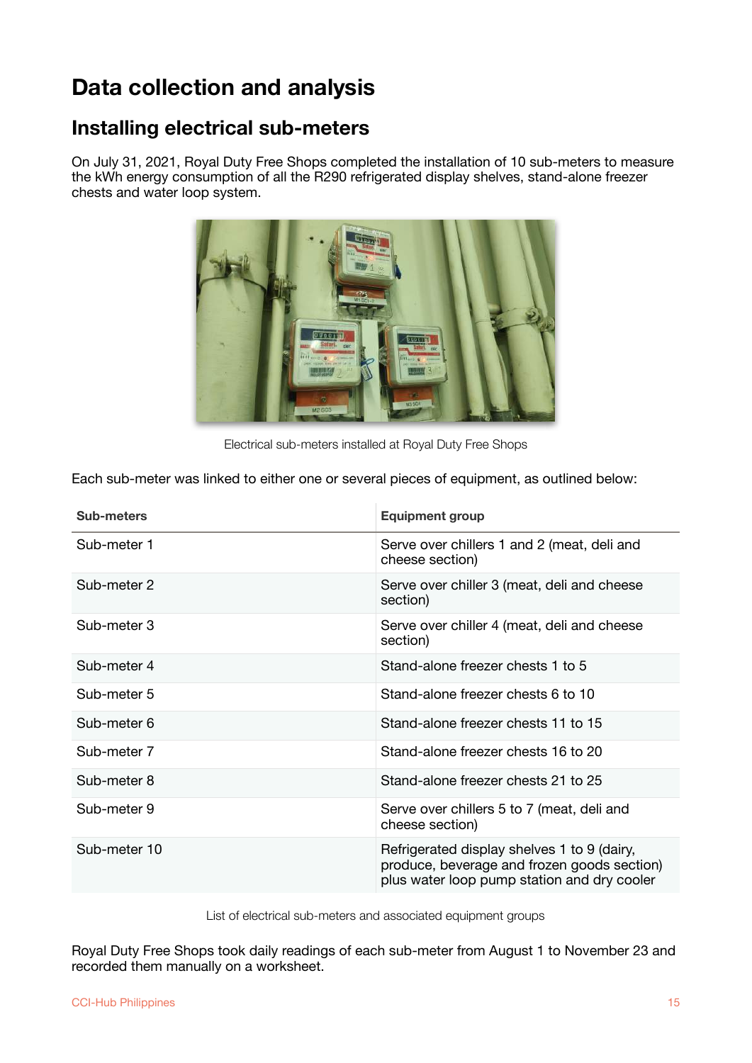# Data collection and analysis

## Installing electrical sub-meters

On July 31, 2021, Royal Duty Free Shops completed the installation of 10 sub-meters to measure the kWh energy consumption of all the R290 refrigerated display shelves, stand-alone freezer chests and water loop system.

Electrical sub-meters installed at Royal Duty Free Shops

Each sub-meter was linked to either one or several pieces of equipment, as outlined below:

| Sub-meters | Equipment group |
|---|---|
| Sub-meter 1 | Serve over chillers 1 and 2 (meat, deli and cheese section) |
| Sub-meter 2 | Serve over chiller 3 (meat, deli and cheese section) |
| Sub-meter 3 | Serve over chiller 4 (meat, deli and cheese section) |
| Sub-meter 4 | Stand-alone freezer chests 1 to 5 |
| Sub-meter 5 | Stand-alone freezer chests 6 to 10 |
| Sub-meter 6 | Stand-alone freezer chests 11 to 15 |
| Sub-meter 7 | Stand-alone freezer chests 16 to 20 |
| Sub-meter 8 | Stand-alone freezer chests 21 to 25 |
| Sub-meter 9 | Serve over chillers 5 to 7 (meat, deli and cheese section) |
| Sub-meter 10 | Refrigerated display shelves 1 to 9 (dairy, produce, beverage and frozen goods section) plus water loop pump station and dry cooler |

List of electrical sub-meters and associated equipment groups

Royal Duty Free Shops took daily readings of each sub-meter from August 1 to November 23 and recorded them manually on a worksheet.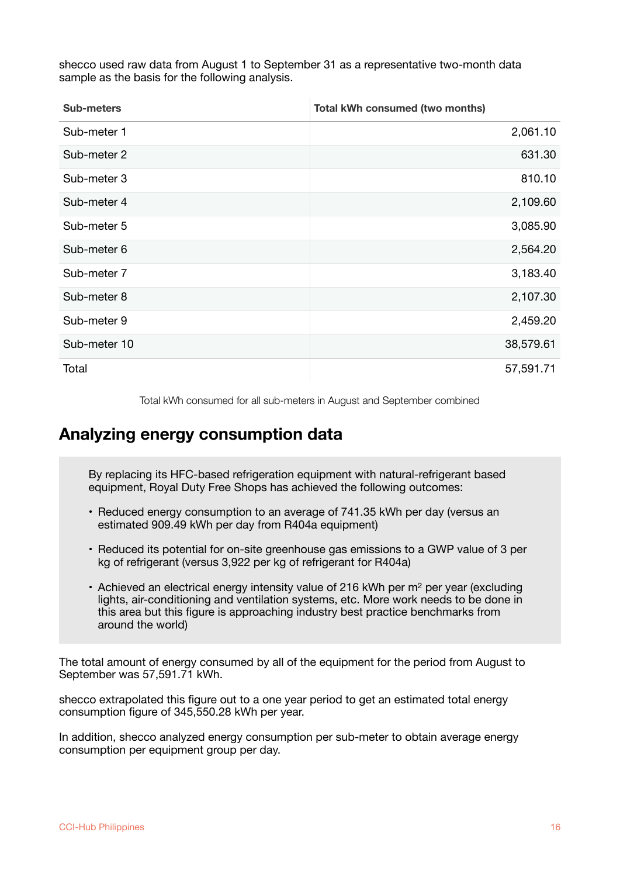shecco used raw data from August 1 to September 31 as a representative two-month data sample as the basis for the following analysis.

| Sub-meters | Total kWh consumed (two months) |
|---|---:|
| Sub-meter 1 | 2,061.10 |
| Sub-meter 2 | 631.30 |
| Sub-meter 3 | 810.10 |
| Sub-meter 4 | 2,109.60 |
| Sub-meter 5 | 3,085.90 |
| Sub-meter 6 | 2,564.20 |
| Sub-meter 7 | 3,183.40 |
| Sub-meter 8 | 2,107.30 |
| Sub-meter 9 | 2,459.20 |
| Sub-meter 10 | 38,579.61 |
| Total | 57,591.71 |

Total kWh consumed for all sub-meters in August and September combined

## Analyzing energy consumption data

By replacing its HFC-based refrigeration equipment with natural-refrigerant based equipment, Royal Duty Free Shops has achieved the following outcomes:

- Reduced energy consumption to an average of 741.35 kWh per day (versus an estimated 909.49 kWh per day from R404a equipment)
- Reduced its potential for on-site greenhouse gas emissions to a GWP value of 3 per kg of refrigerant (versus 3,922 per kg of refrigerant for R404a)
- Achieved an electrical energy intensity value of 216 kWh per $m^2$ per year (excluding lights, air-conditioning and ventilation systems, etc. More work needs to be done in this area but this figure is approaching industry best practice benchmarks from around the world)

The total amount of energy consumed by all of the equipment for the period from August to September was 57,591.71 kWh.

shecco extrapolated this figure out to a one year period to get an estimated total energy consumption figure of 345,550.28 kWh per year.

In addition, shecco analyzed energy consumption per sub-meter to obtain average energy consumption per equipment group per day.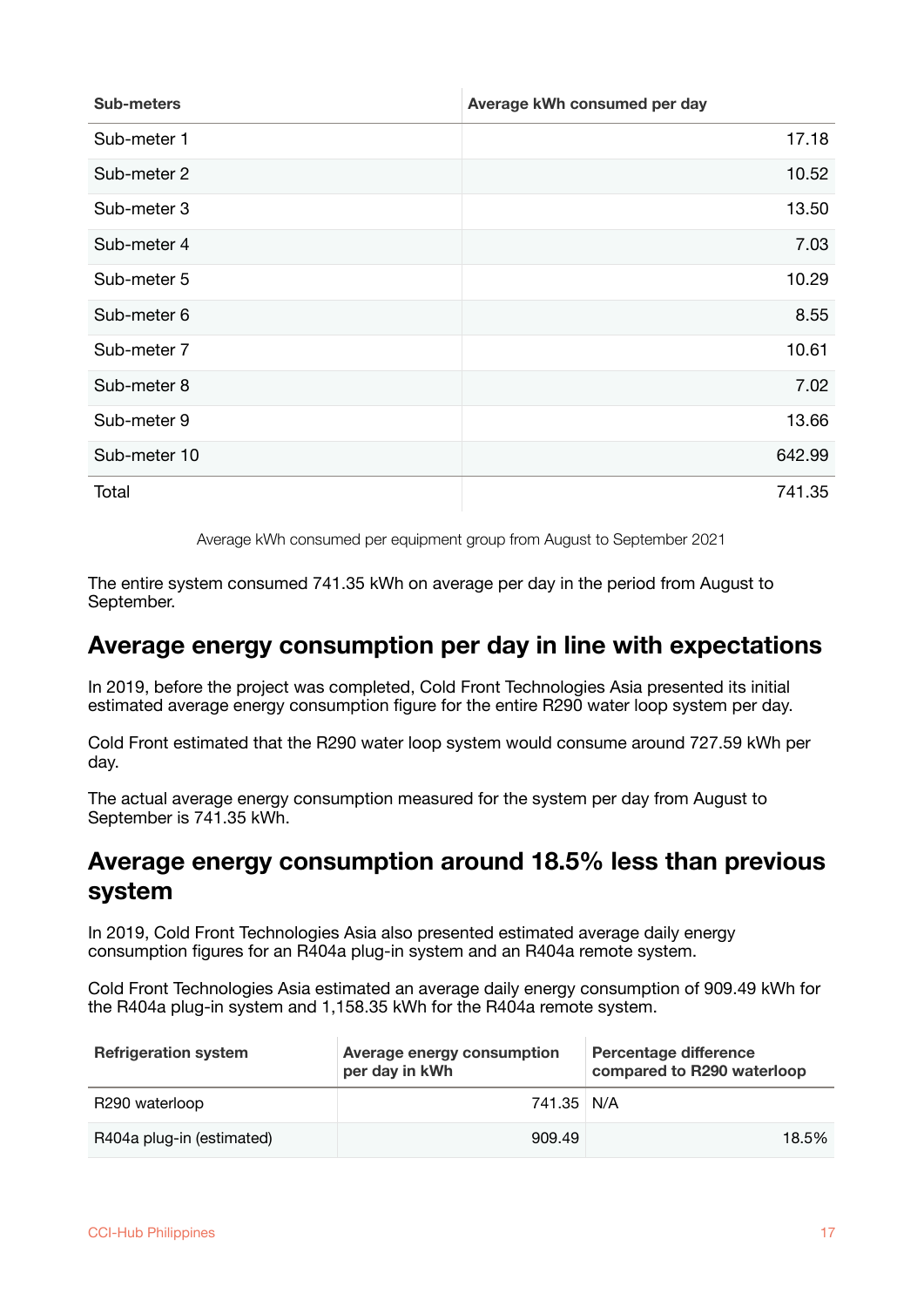| Sub-meters | Average kWh consumed per day |
| --- | --- |
| Sub-meter 1 | 17.18 |
| Sub-meter 2 | 10.52 |
| Sub-meter 3 | 13.50 |
| Sub-meter 4 | 7.03 |
| Sub-meter 5 | 10.29 |
| Sub-meter 6 | 8.55 |
| Sub-meter 7 | 10.61 |
| Sub-meter 8 | 7.02 |
| Sub-meter 9 | 13.66 |
| Sub-meter 10 | 642.99 |
| Total | 741.35 |

Average kWh consumed per equipment group from August to September 2021

The entire system consumed 741.35 kWh on average per day in the period from August to September.

## Average energy consumption per day in line with expectations

In 2019, before the project was completed, Cold Front Technologies Asia presented its initial estimated average energy consumption figure for the entire R290 water loop system per day.

Cold Front estimated that the R290 water loop system would consume around 727.59 kWh per day.

The actual average energy consumption measured for the system per day from August to September is 741.35 kWh.

## Average energy consumption around 18.5% less than previous system

In 2019, Cold Front Technologies Asia also presented estimated average daily energy consumption figures for an R404a plug-in system and an R404a remote system.

Cold Front Technologies Asia estimated an average daily energy consumption of 909.49 kWh for the R404a plug-in system and 1,158.35 kWh for the R404a remote system.

| Refrigeration system | Average energy consumption per day in kWh | Percentage difference compared to R290 waterloop |
| --- | --- | --- |
| R290 waterloop | 741.35 | N/A |
| R404a plug-in (estimated) | 909.49 | 18.5% |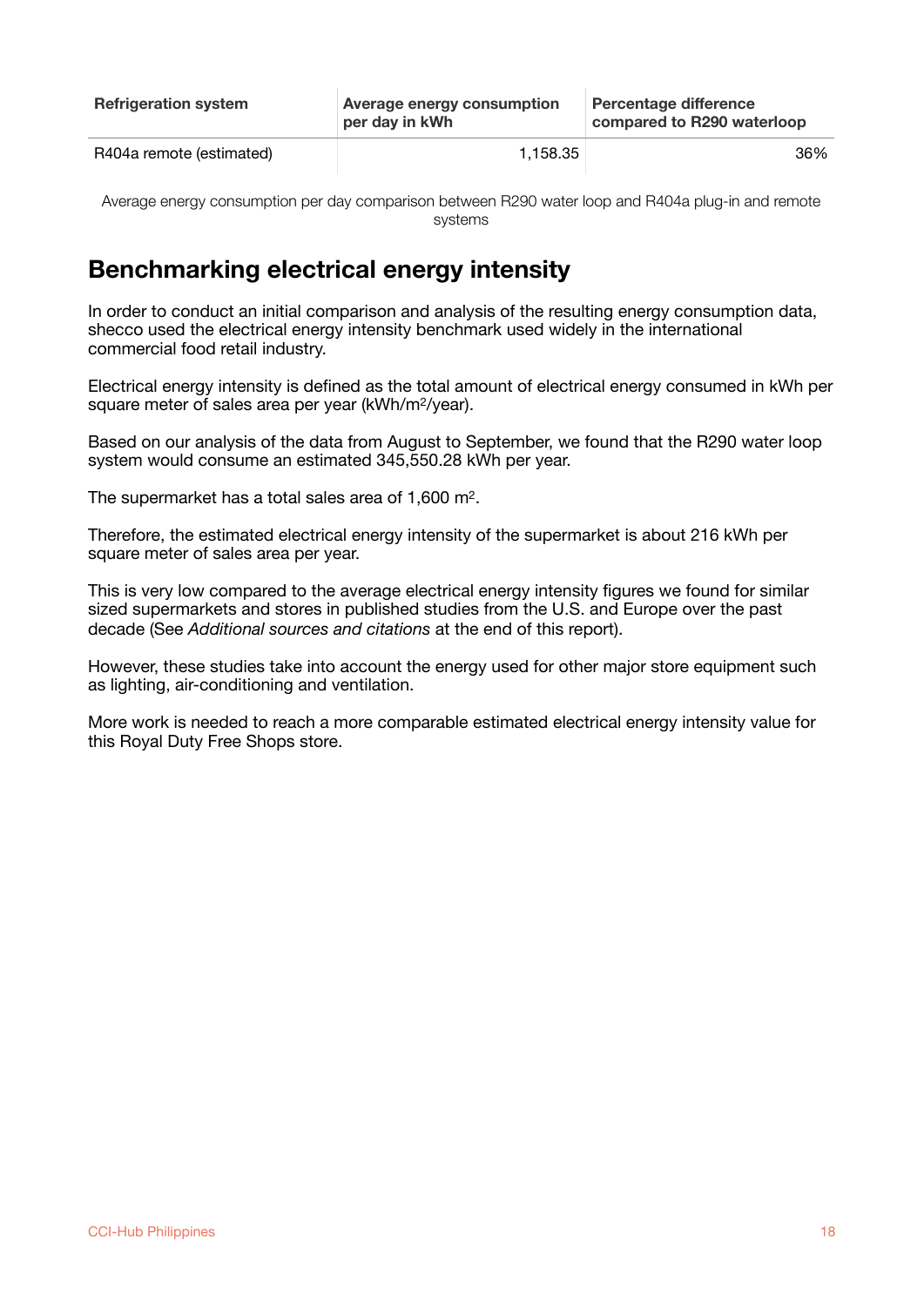| Refrigeration system | Average energy consumption per day in kWh | Percentage difference compared to R290 waterloop |
| --- | --- | --- |
| R404a remote (estimated) | 1,158.35 | 36% |

Average energy consumption per day comparison between R290 water loop and R404a plug-in and remote systems

## Benchmarking electrical energy intensity

In order to conduct an initial comparison and analysis of the resulting energy consumption data, shecco used the electrical energy intensity benchmark used widely in the international commercial food retail industry.

Electrical energy intensity is defined as the total amount of electrical energy consumed in kWh per square meter of sales area per year (kWh/$m^2$/year).

Based on our analysis of the data from August to September, we found that the R290 water loop system would consume an estimated 345,550.28 kWh per year.

The supermarket has a total sales area of 1,600 $m^2$.

Therefore, the estimated electrical energy intensity of the supermarket is about 216 kWh per square meter of sales area per year.

This is very low compared to the average electrical energy intensity figures we found for similar sized supermarkets and stores in published studies from the U.S. and Europe over the past decade (See *Additional sources and citations* at the end of this report).

However, these studies take into account the energy used for other major store equipment such as lighting, air-conditioning and ventilation.

More work is needed to reach a more comparable estimated electrical energy intensity value for this Royal Duty Free Shops store.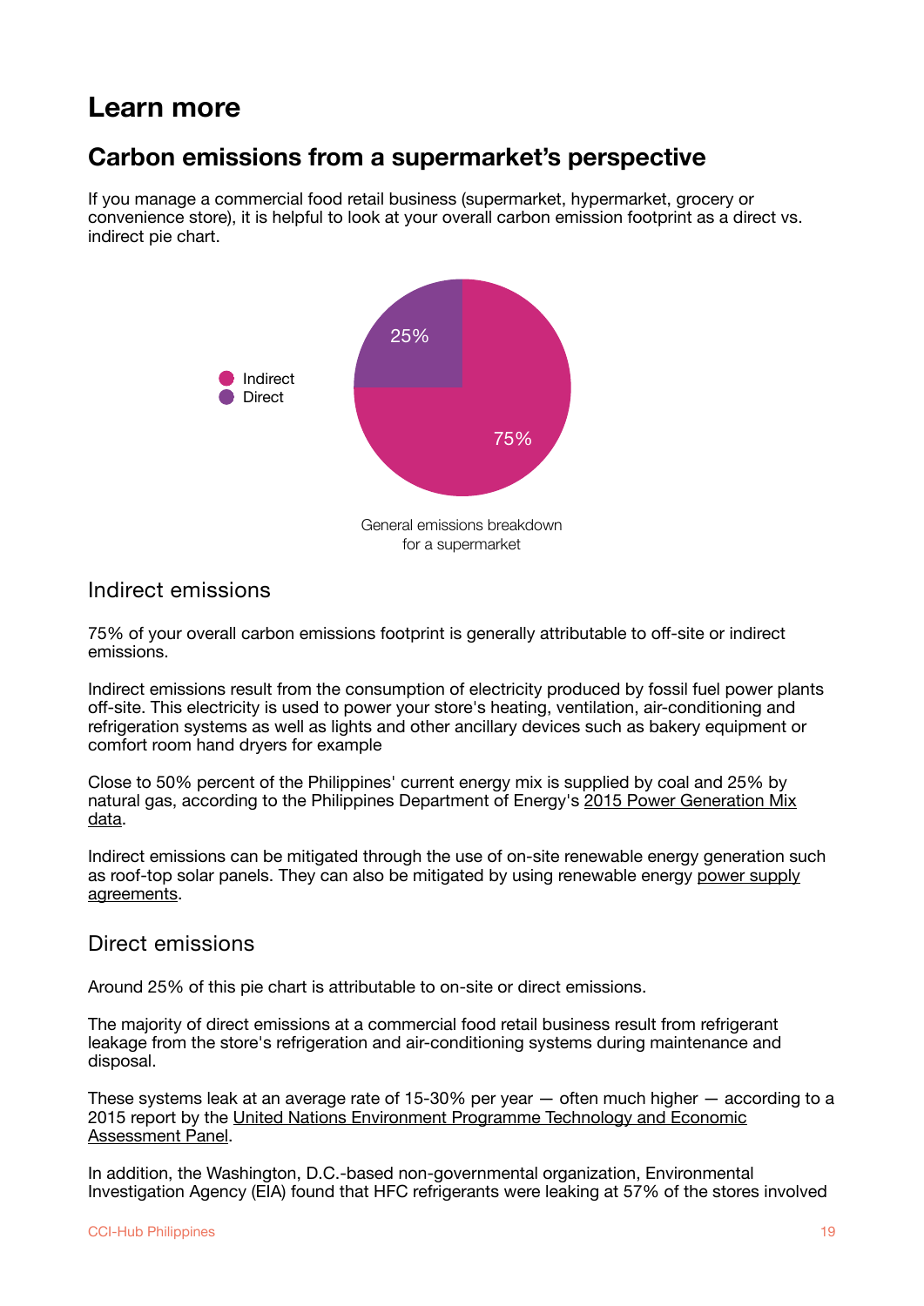# Learn more

## Carbon emissions from a supermarket's perspective

If you manage a commercial food retail business (supermarket, hypermarket, grocery or convenience store), it is helpful to look at your overall carbon emission footprint as a direct vs. indirect pie chart.

Indirect
Direct
25%
75%

General emissions breakdown for a supermarket

### Indirect emissions

75% of your overall carbon emissions footprint is generally attributable to off-site or indirect emissions.

Indirect emissions result from the consumption of electricity produced by fossil fuel power plants off-site. This electricity is used to power your store's heating, ventilation, air-conditioning and refrigeration systems as well as lights and other ancillary devices such as bakery equipment or comfort room hand dryers for example

Close to 50% percent of the Philippines' current energy mix is supplied by coal and 25% by natural gas, according to the Philippines Department of Energy's 2015 Power Generation Mix data.

Indirect emissions can be mitigated through the use of on-site renewable energy generation such as roof-top solar panels. They can also be mitigated by using renewable energy power supply agreements.

### Direct emissions

Around 25% of this pie chart is attributable to on-site or direct emissions.

The majority of direct emissions at a commercial food retail business result from refrigerant leakage from the store's refrigeration and air-conditioning systems during maintenance and disposal.

These systems leak at an average rate of 15-30% per year — often much higher — according to a 2015 report by the United Nations Environment Programme Technology and Economic Assessment Panel.

In addition, the Washington, D.C.-based non-governmental organization, Environmental Investigation Agency (EIA) found that HFC refrigerants were leaking at 57% of the stores involved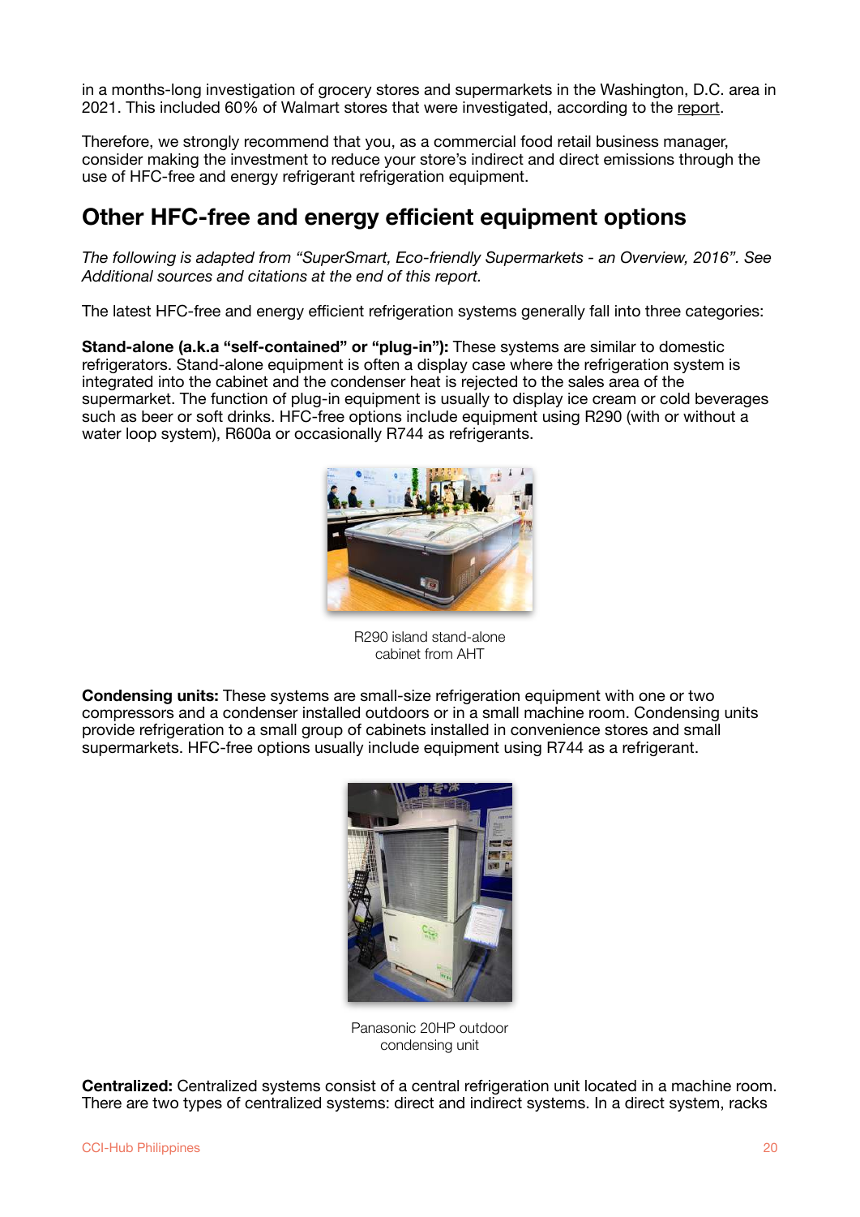in a months-long investigation of grocery stores and supermarkets in the Washington, D.C. area in 2021. This included 60% of Walmart stores that were investigated, according to the report.

Therefore, we strongly recommend that you, as a commercial food retail business manager, consider making the investment to reduce your store's indirect and direct emissions through the use of HFC-free and energy refrigerant refrigeration equipment.

## Other HFC-free and energy efficient equipment options

*The following is adapted from "SuperSmart, Eco-friendly Supermarkets - an Overview, 2016". See Additional sources and citations at the end of this report.*

The latest HFC-free and energy efficient refrigeration systems generally fall into three categories:

**Stand-alone (a.k.a "self-contained" or "plug-in"):** These systems are similar to domestic refrigerators. Stand-alone equipment is often a display case where the refrigeration system is integrated into the cabinet and the condenser heat is rejected to the sales area of the supermarket. The function of plug-in equipment is usually to display ice cream or cold beverages such as beer or soft drinks. HFC-free options include equipment using R290 (with or without a water loop system), R600a or occasionally R744 as refrigerants.

R290 island stand-alone cabinet from AHT

**Condensing units:** These systems are small-size refrigeration equipment with one or two compressors and a condenser installed outdoors or in a small machine room. Condensing units provide refrigeration to a small group of cabinets installed in convenience stores and small supermarkets. HFC-free options usually include equipment using R744 as a refrigerant.

Panasonic 20HP outdoor condensing unit

**Centralized:** Centralized systems consist of a central refrigeration unit located in a machine room. There are two types of centralized systems: direct and indirect systems. In a direct system, racks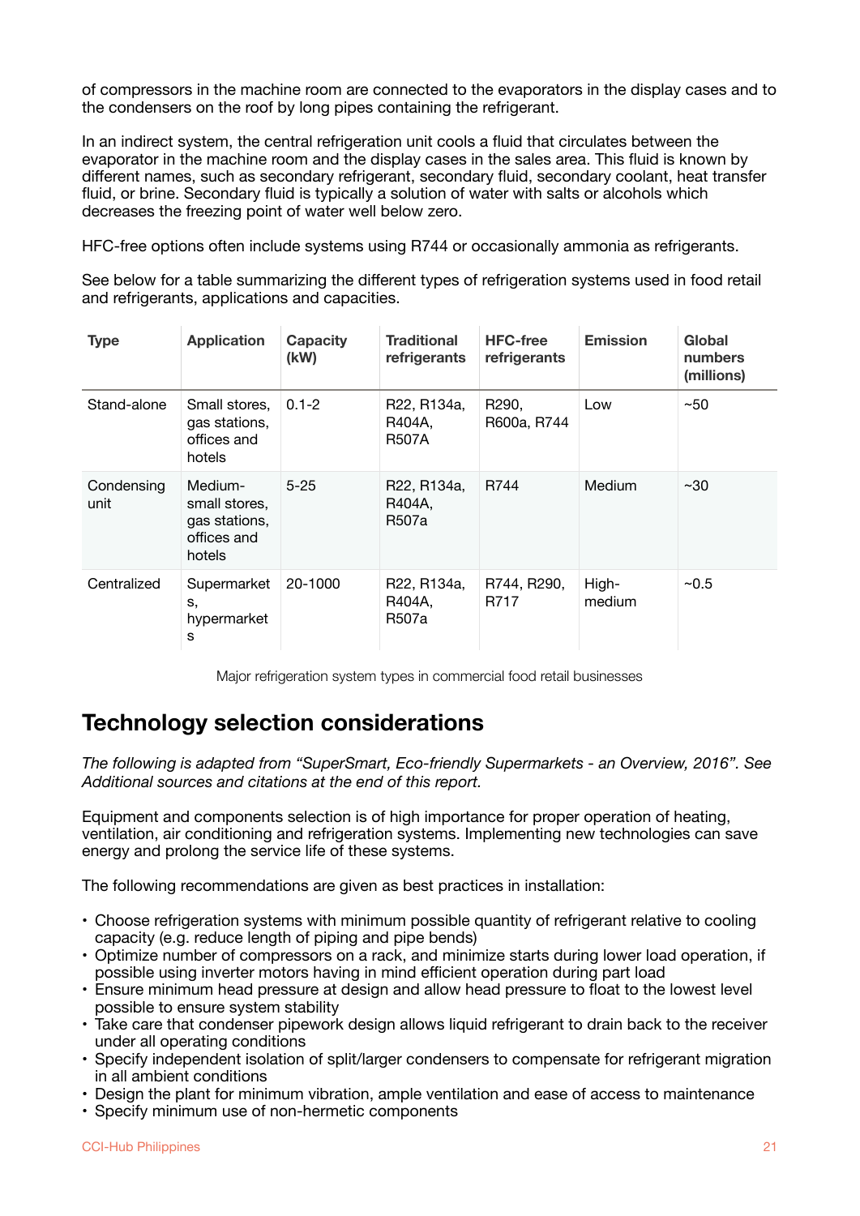of compressors in the machine room are connected to the evaporators in the display cases and to the condensers on the roof by long pipes containing the refrigerant.

In an indirect system, the central refrigeration unit cools a fluid that circulates between the evaporator in the machine room and the display cases in the sales area. This fluid is known by different names, such as secondary refrigerant, secondary fluid, secondary coolant, heat transfer fluid, or brine. Secondary fluid is typically a solution of water with salts or alcohols which decreases the freezing point of water well below zero.

HFC-free options often include systems using R744 or occasionally ammonia as refrigerants.

See below for a table summarizing the different types of refrigeration systems used in food retail and refrigerants, applications and capacities.

| Type | Application | Capacity (kW) | Traditional refrigerants | HFC-free refrigerants | Emission | Global numbers (millions) |
|---|---|---|---|---|---|---|
| Stand-alone | Small stores, gas stations, offices and hotels | 0.1-2 | R22, R134a, R404A, R507A | R290, R600a, R744 | Low | ~50 |
| Condensing unit | Medium-small stores, gas stations, offices and hotels | 5-25 | R22, R134a, R404A, R507a | R744 | Medium | ~30 |
| Centralized | Supermarkets, hypermarkets | 20-1000 | R22, R134a, R404A, R507a | R744, R290, R717 | High-medium | ~0.5 |

Major refrigeration system types in commercial food retail businesses

## Technology selection considerations

*The following is adapted from "SuperSmart, Eco-friendly Supermarkets - an Overview, 2016". See Additional sources and citations at the end of this report.*

Equipment and components selection is of high importance for proper operation of heating, ventilation, air conditioning and refrigeration systems. Implementing new technologies can save energy and prolong the service life of these systems.

The following recommendations are given as best practices in installation:

- Choose refrigeration systems with minimum possible quantity of refrigerant relative to cooling capacity (e.g. reduce length of piping and pipe bends)
- Optimize number of compressors on a rack, and minimize starts during lower load operation, if possible using inverter motors having in mind efficient operation during part load
- Ensure minimum head pressure at design and allow head pressure to float to the lowest level possible to ensure system stability
- Take care that condenser pipework design allows liquid refrigerant to drain back to the receiver under all operating conditions
- Specify independent isolation of split/larger condensers to compensate for refrigerant migration in all ambient conditions
- Design the plant for minimum vibration, ample ventilation and ease of access to maintenance
- Specify minimum use of non-hermetic components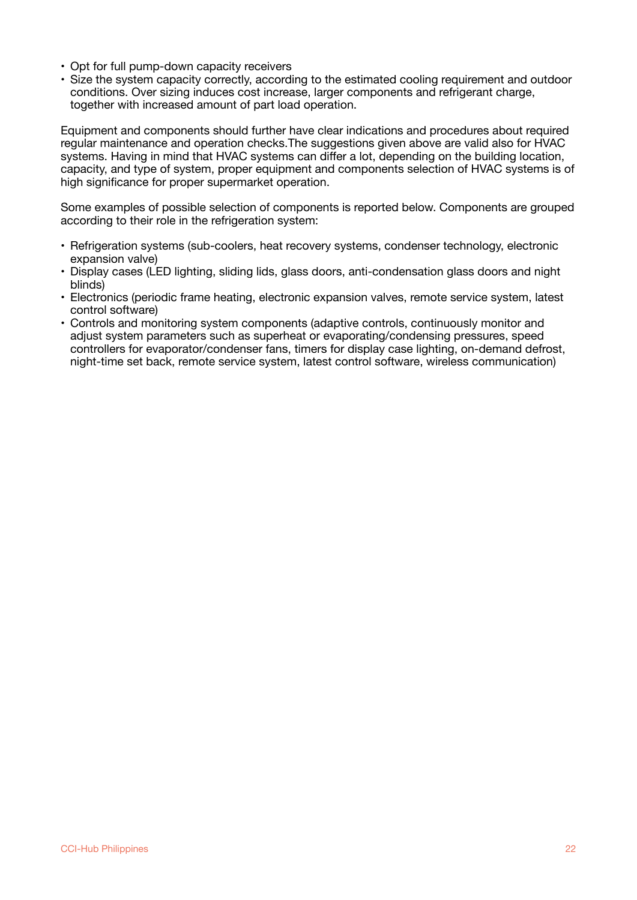- Opt for full pump-down capacity receivers
- Size the system capacity correctly, according to the estimated cooling requirement and outdoor conditions. Over sizing induces cost increase, larger components and refrigerant charge, together with increased amount of part load operation.

Equipment and components should further have clear indications and procedures about required regular maintenance and operation checks.The suggestions given above are valid also for HVAC systems. Having in mind that HVAC systems can differ a lot, depending on the building location, capacity, and type of system, proper equipment and components selection of HVAC systems is of high significance for proper supermarket operation.

Some examples of possible selection of components is reported below. Components are grouped according to their role in the refrigeration system:

- Refrigeration systems (sub-coolers, heat recovery systems, condenser technology, electronic expansion valve)
- Display cases (LED lighting, sliding lids, glass doors, anti-condensation glass doors and night blinds)
- Electronics (periodic frame heating, electronic expansion valves, remote service system, latest control software)
- Controls and monitoring system components (adaptive controls, continuously monitor and adjust system parameters such as superheat or evaporating/condensing pressures, speed controllers for evaporator/condenser fans, timers for display case lighting, on-demand defrost, night-time set back, remote service system, latest control software, wireless communication)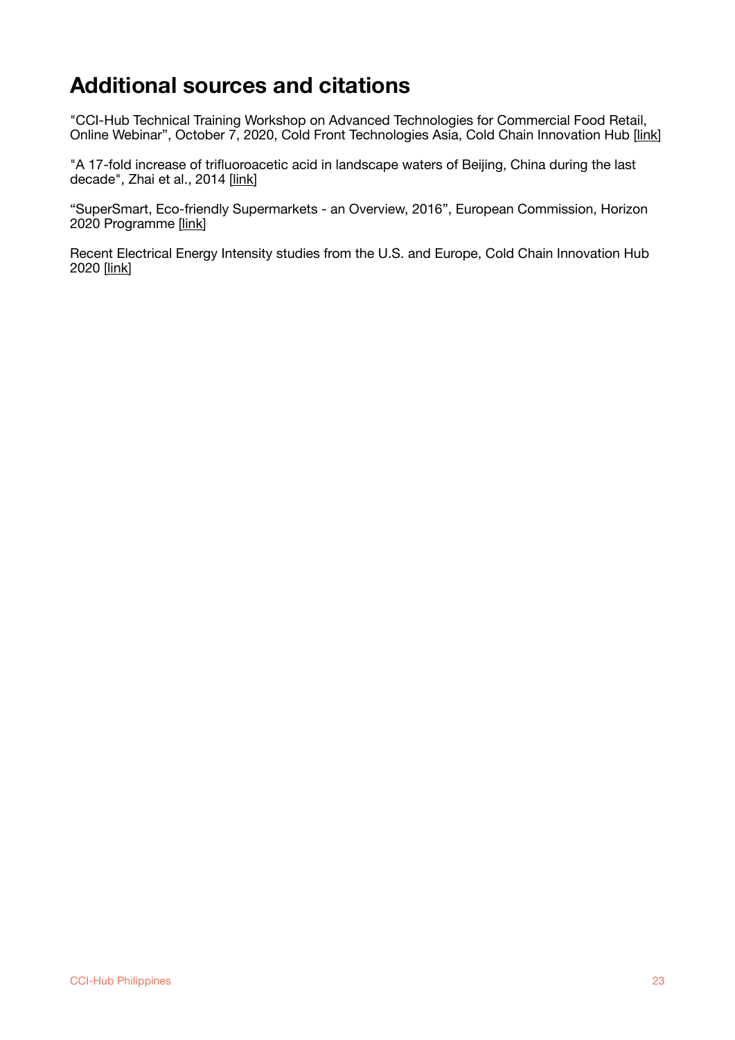# Additional sources and citations

"CCI-Hub Technical Training Workshop on Advanced Technologies for Commercial Food Retail, Online Webinar", October 7, 2020, Cold Front Technologies Asia, Cold Chain Innovation Hub [link]

"A 17-fold increase of trifluoroacetic acid in landscape waters of Beijing, China during the last decade", Zhai et al., 2014 [link]

"SuperSmart, Eco-friendly Supermarkets - an Overview, 2016", European Commission, Horizon 2020 Programme [link]

Recent Electrical Energy Intensity studies from the U.S. and Europe, Cold Chain Innovation Hub 2020 [link]